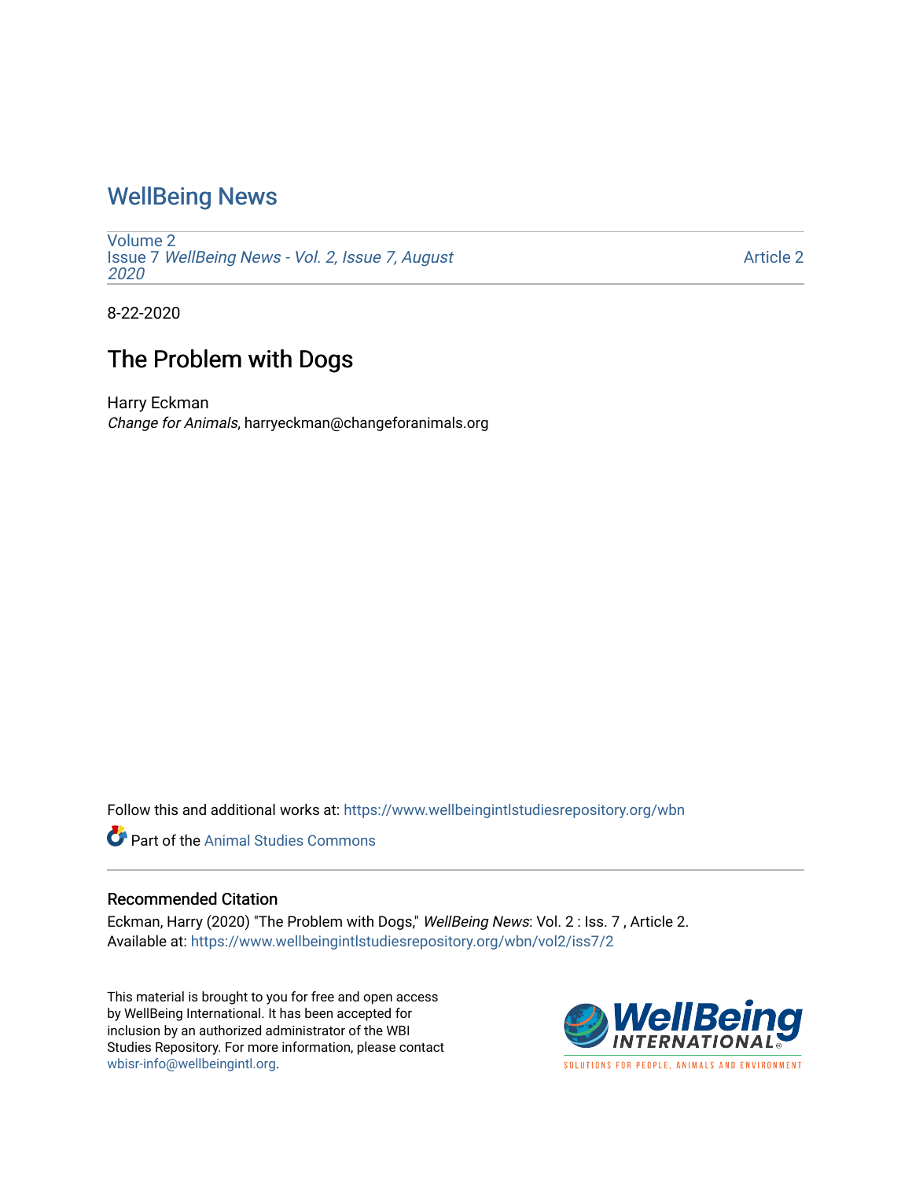# WellBeing News

Volume 2
Issue 7 *WellBeing News - Vol. 2, Issue 7, August 2020*

Article 2

8-22-2020

## The Problem with Dogs

Harry Eckman
*Change for Animals*, harryeckman@changeforanimals.org

Follow this and additional works at: https://www.wellbeingintlstudiesrepository.org/wbn

Part of the Animal Studies Commons

### Recommended Citation

Eckman, Harry (2020) "The Problem with Dogs," *WellBeing News*: Vol. 2 : Iss. 7 , Article 2.
Available at: https://www.wellbeingintlstudiesrepository.org/wbn/vol2/iss7/2

This material is brought to you for free and open access by WellBeing International. It has been accepted for inclusion by an authorized administrator of the WBI Studies Repository. For more information, please contact wbisr-info@wellbeingintl.org.

WellBeing INTERNATIONAL
SOLUTIONS FOR PEOPLE, ANIMALS AND ENVIRONMENT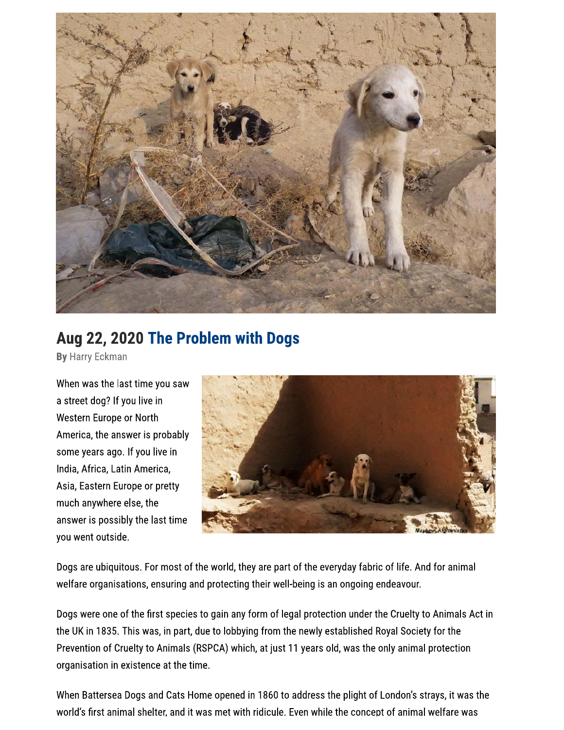## Aug 22, 2020 The Problem with Dogs

**By** Harry Eckman

When was the last time you saw a street dog? If you live in Western Europe or North America, the answer is probably some years ago. If you live in India, Africa, Latin America, Asia, Eastern Europe or pretty much anywhere else, the answer is possibly the last time you went outside.

Mayhew, Afghanistan

Dogs are ubiquitous. For most of the world, they are part of the everyday fabric of life. And for animal welfare organisations, ensuring and protecting their well-being is an ongoing endeavour.

Dogs were one of the first species to gain any form of legal protection under the Cruelty to Animals Act in the UK in 1835. This was, in part, due to lobbying from the newly established Royal Society for the Prevention of Cruelty to Animals (RSPCA) which, at just 11 years old, was the only animal protection organisation in existence at the time.

When Battersea Dogs and Cats Home opened in 1860 to address the plight of London's strays, it was the world's first animal shelter, and it was met with ridicule. Even while the concept of animal welfare was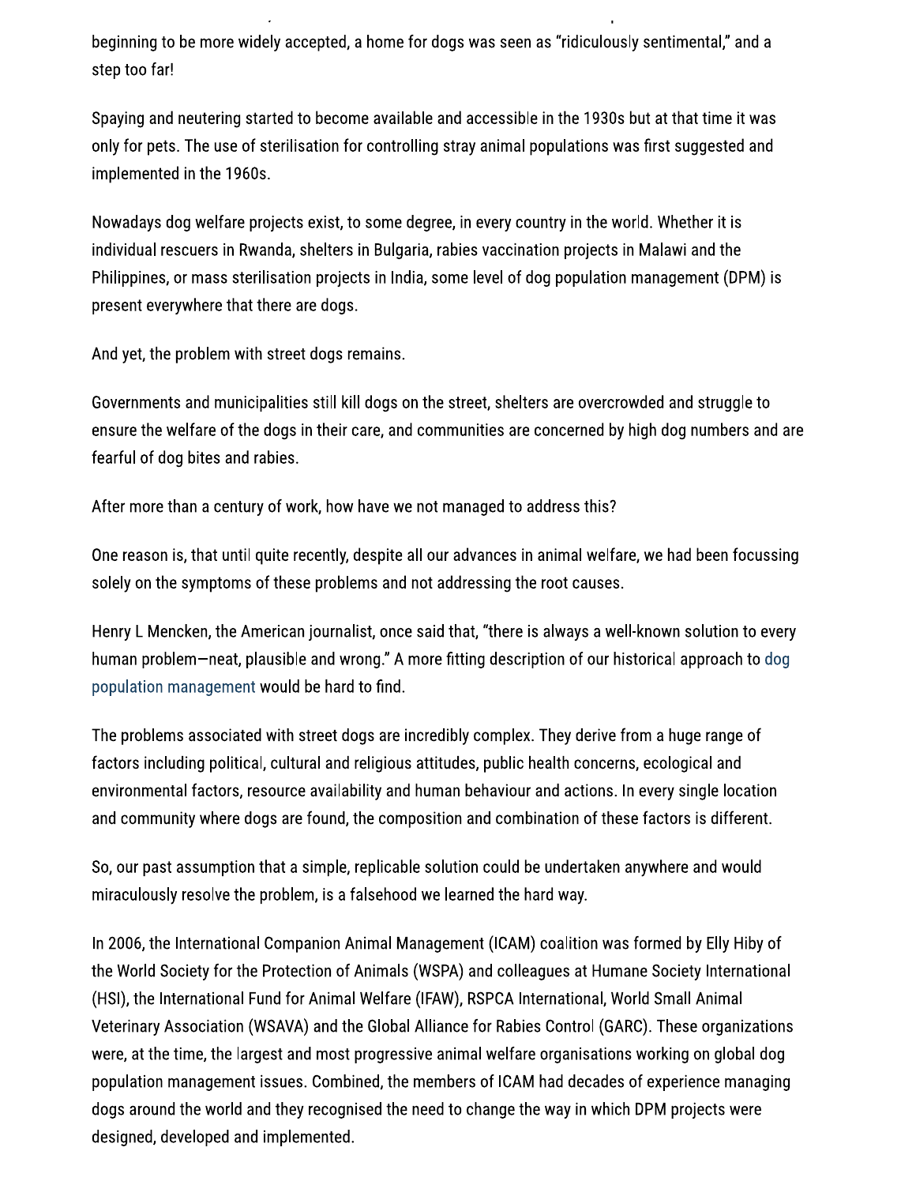beginning to be more widely accepted, a home for dogs was seen as "ridiculously sentimental," and a step too far!

Spaying and neutering started to become available and accessible in the 1930s but at that time it was only for pets. The use of sterilisation for controlling stray animal populations was first suggested and implemented in the 1960s.

Nowadays dog welfare projects exist, to some degree, in every country in the world. Whether it is individual rescuers in Rwanda, shelters in Bulgaria, rabies vaccination projects in Malawi and the Philippines, or mass sterilisation projects in India, some level of dog population management (DPM) is present everywhere that there are dogs.

And yet, the problem with street dogs remains.

Governments and municipalities still kill dogs on the street, shelters are overcrowded and struggle to ensure the welfare of the dogs in their care, and communities are concerned by high dog numbers and are fearful of dog bites and rabies.

After more than a century of work, how have we not managed to address this?

One reason is, that until quite recently, despite all our advances in animal welfare, we had been focussing solely on the symptoms of these problems and not addressing the root causes.

Henry L Mencken, the American journalist, once said that, "there is always a well-known solution to every human problem—neat, plausible and wrong." A more fitting description of our historical approach to dog population management would be hard to find.

The problems associated with street dogs are incredibly complex. They derive from a huge range of factors including political, cultural and religious attitudes, public health concerns, ecological and environmental factors, resource availability and human behaviour and actions. In every single location and community where dogs are found, the composition and combination of these factors is different.

So, our past assumption that a simple, replicable solution could be undertaken anywhere and would miraculously resolve the problem, is a falsehood we learned the hard way.

In 2006, the International Companion Animal Management (ICAM) coalition was formed by Elly Hiby of the World Society for the Protection of Animals (WSPA) and colleagues at Humane Society International (HSI), the International Fund for Animal Welfare (IFAW), RSPCA International, World Small Animal Veterinary Association (WSAVA) and the Global Alliance for Rabies Control (GARC). These organizations were, at the time, the largest and most progressive animal welfare organisations working on global dog population management issues. Combined, the members of ICAM had decades of experience managing dogs around the world and they recognised the need to change the way in which DPM projects were designed, developed and implemented.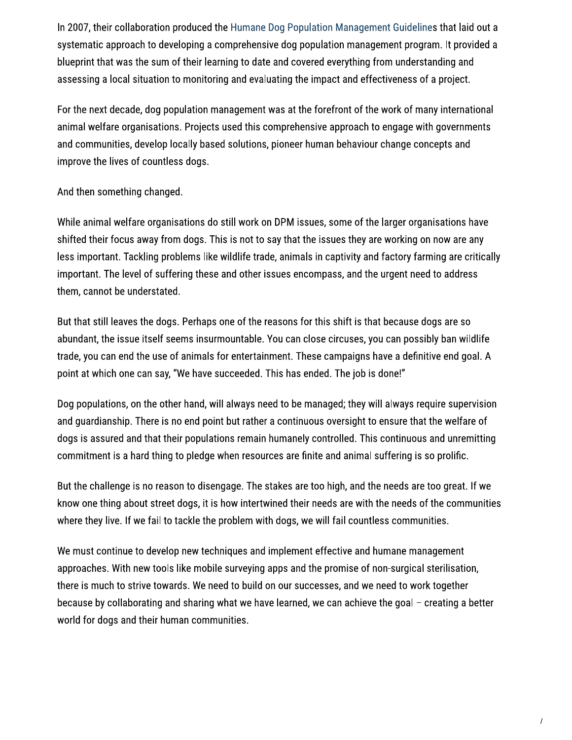In 2007, their collaboration produced the Humane Dog Population Management Guidelines that laid out a systematic approach to developing a comprehensive dog population management program. It provided a blueprint that was the sum of their learning to date and covered everything from understanding and assessing a local situation to monitoring and evaluating the impact and effectiveness of a project.

For the next decade, dog population management was at the forefront of the work of many international animal welfare organisations. Projects used this comprehensive approach to engage with governments and communities, develop locally based solutions, pioneer human behaviour change concepts and improve the lives of countless dogs.

And then something changed.

While animal welfare organisations do still work on DPM issues, some of the larger organisations have shifted their focus away from dogs. This is not to say that the issues they are working on now are any less important. Tackling problems like wildlife trade, animals in captivity and factory farming are critically important. The level of suffering these and other issues encompass, and the urgent need to address them, cannot be understated.

But that still leaves the dogs. Perhaps one of the reasons for this shift is that because dogs are so abundant, the issue itself seems insurmountable. You can close circuses, you can possibly ban wildlife trade, you can end the use of animals for entertainment. These campaigns have a definitive end goal. A point at which one can say, "We have succeeded. This has ended. The job is done!"

Dog populations, on the other hand, will always need to be managed; they will always require supervision and guardianship. There is no end point but rather a continuous oversight to ensure that the welfare of dogs is assured and that their populations remain humanely controlled. This continuous and unremitting commitment is a hard thing to pledge when resources are finite and animal suffering is so prolific.

But the challenge is no reason to disengage. The stakes are too high, and the needs are too great. If we know one thing about street dogs, it is how intertwined their needs are with the needs of the communities where they live. If we fail to tackle the problem with dogs, we will fail countless communities.

We must continue to develop new techniques and implement effective and humane management approaches. With new tools like mobile surveying apps and the promise of non-surgical sterilisation, there is much to strive towards. We need to build on our successes, and we need to work together because by collaborating and sharing what we have learned, we can achieve the goal – creating a better world for dogs and their human communities.